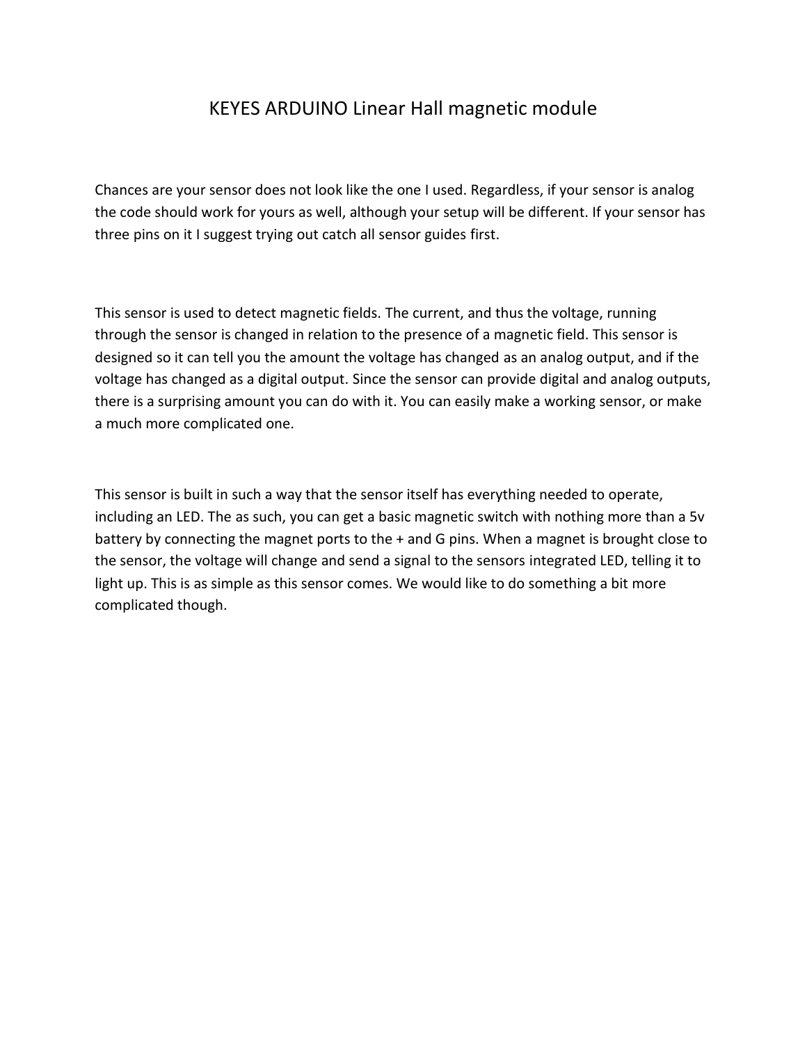# KEYES ARDUINO Linear Hall magnetic module

Chances are your sensor does not look like the one I used. Regardless, if your sensor is analog the code should work for yours as well, although your setup will be different. If your sensor has three pins on it I suggest trying out catch all sensor guides first.

This sensor is used to detect magnetic fields. The current, and thus the voltage, running through the sensor is changed in relation to the presence of a magnetic field. This sensor is designed so it can tell you the amount the voltage has changed as an analog output, and if the voltage has changed as a digital output. Since the sensor can provide digital and analog outputs, there is a surprising amount you can do with it. You can easily make a working sensor, or make a much more complicated one.

This sensor is built in such a way that the sensor itself has everything needed to operate, including an LED. The as such, you can get a basic magnetic switch with nothing more than a 5v battery by connecting the magnet ports to the + and G pins. When a magnet is brought close to the sensor, the voltage will change and send a signal to the sensors integrated LED, telling it to light up. This is as simple as this sensor comes. We would like to do something a bit more complicated though.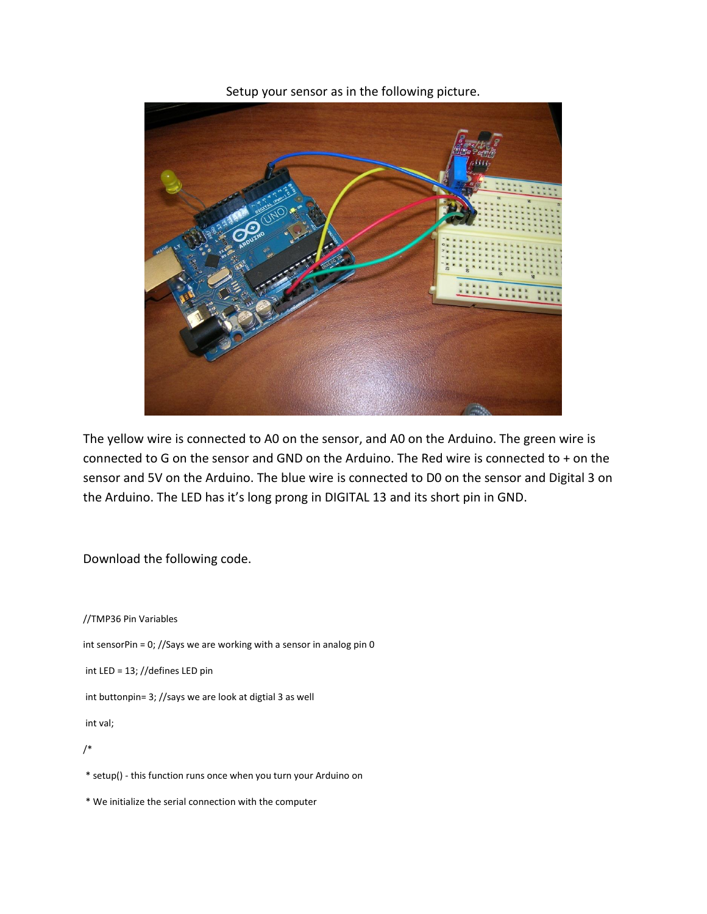Setup your sensor as in the following picture.

The yellow wire is connected to A0 on the sensor, and A0 on the Arduino. The green wire is connected to G on the sensor and GND on the Arduino. The Red wire is connected to + on the sensor and 5V on the Arduino. The blue wire is connected to D0 on the sensor and Digital 3 on the Arduino. The LED has it's long prong in DIGITAL 13 and its short pin in GND.

Download the following code.

```
//TMP36 Pin Variables

int sensorPin = 0; //Says we are working with a sensor in analog pin 0

 int LED = 13; //defines LED pin

 int buttonpin= 3; //says we are look at digtial 3 as well

 int val;

/*

 * setup() - this function runs once when you turn your Arduino on

 * We initialize the serial connection with the computer
```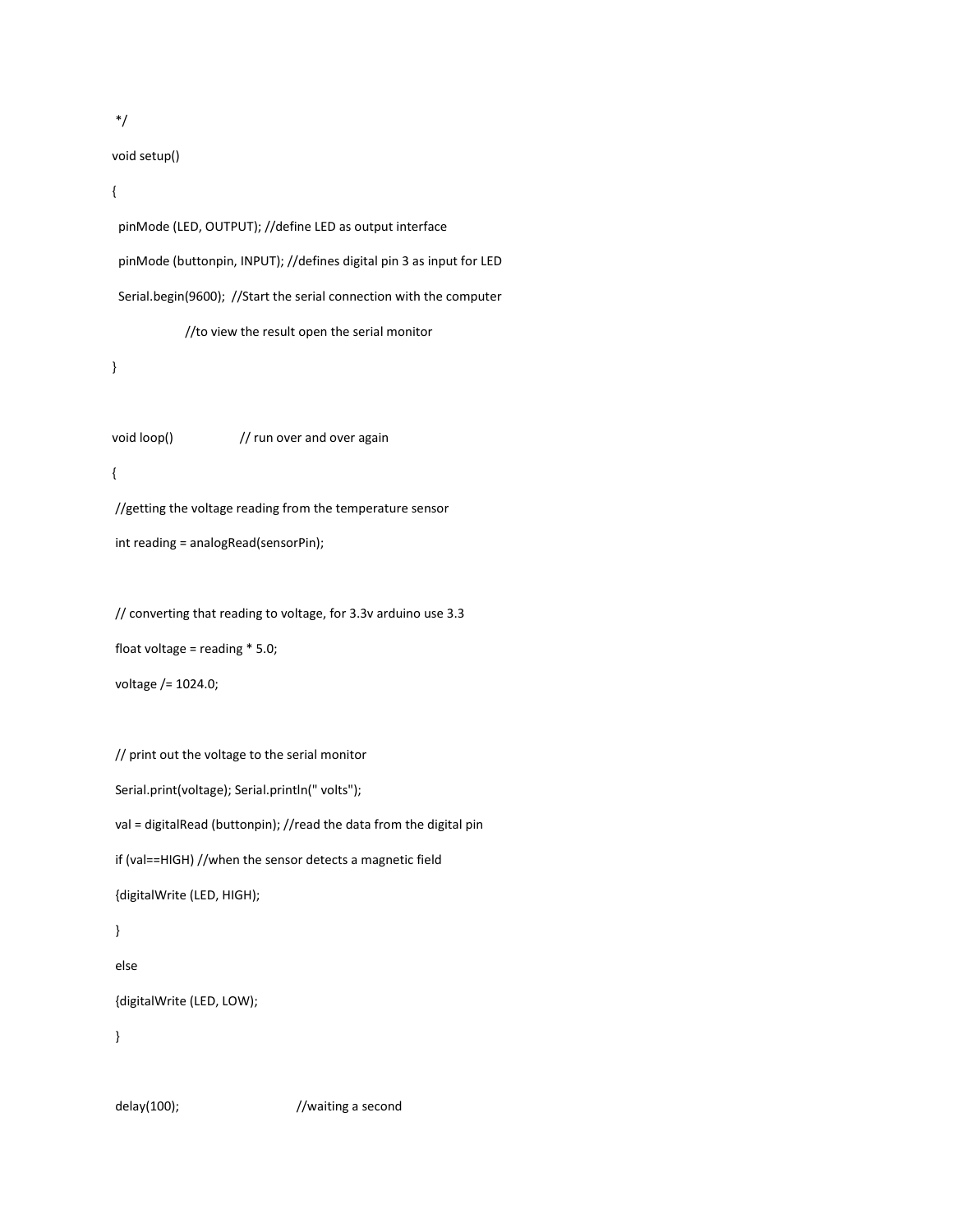```
 */
void setup()
{
  pinMode (LED, OUTPUT); //define LED as output interface
  pinMode (buttonpin, INPUT); //defines digital pin 3 as input for LED
  Serial.begin(9600);  //Start the serial connection with the computer
                   //to view the result open the serial monitor
}

void loop()                  // run over and over again
{
 //getting the voltage reading from the temperature sensor
 int reading = analogRead(sensorPin);

 // converting that reading to voltage, for 3.3v arduino use 3.3
 float voltage = reading * 5.0;
 voltage /= 1024.0;

 // print out the voltage to the serial monitor
 Serial.print(voltage); Serial.println(" volts");
 val = digitalRead (buttonpin); //read the data from the digital pin
 if (val==HIGH) //when the sensor detects a magnetic field
 {digitalWrite (LED, HIGH);
 }
 else
 {digitalWrite (LED, LOW);
 }

 delay(100);                              //waiting a second
```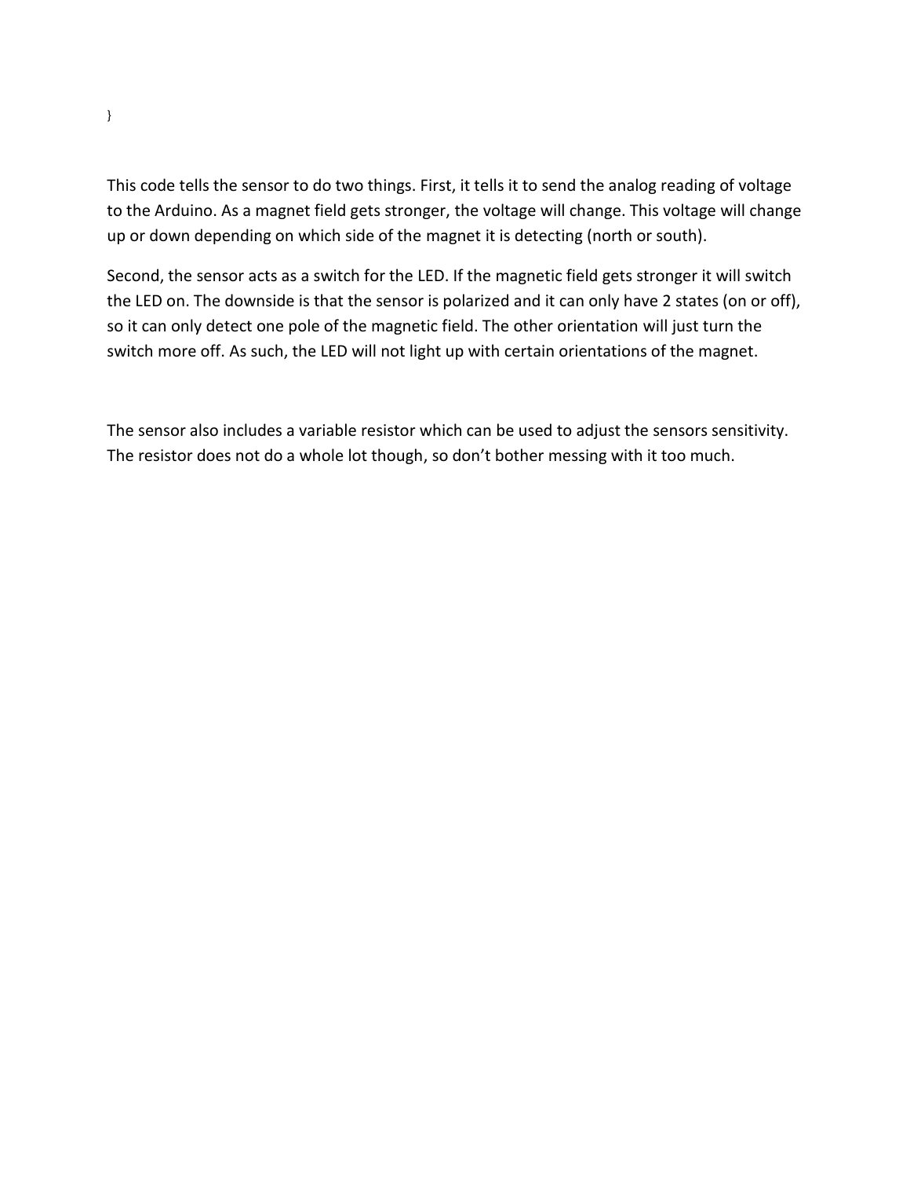```
}
```

This code tells the sensor to do two things. First, it tells it to send the analog reading of voltage to the Arduino. As a magnet field gets stronger, the voltage will change. This voltage will change up or down depending on which side of the magnet it is detecting (north or south).

Second, the sensor acts as a switch for the LED. If the magnetic field gets stronger it will switch the LED on. The downside is that the sensor is polarized and it can only have 2 states (on or off), so it can only detect one pole of the magnetic field. The other orientation will just turn the switch more off. As such, the LED will not light up with certain orientations of the magnet.

The sensor also includes a variable resistor which can be used to adjust the sensors sensitivity. The resistor does not do a whole lot though, so don't bother messing with it too much.